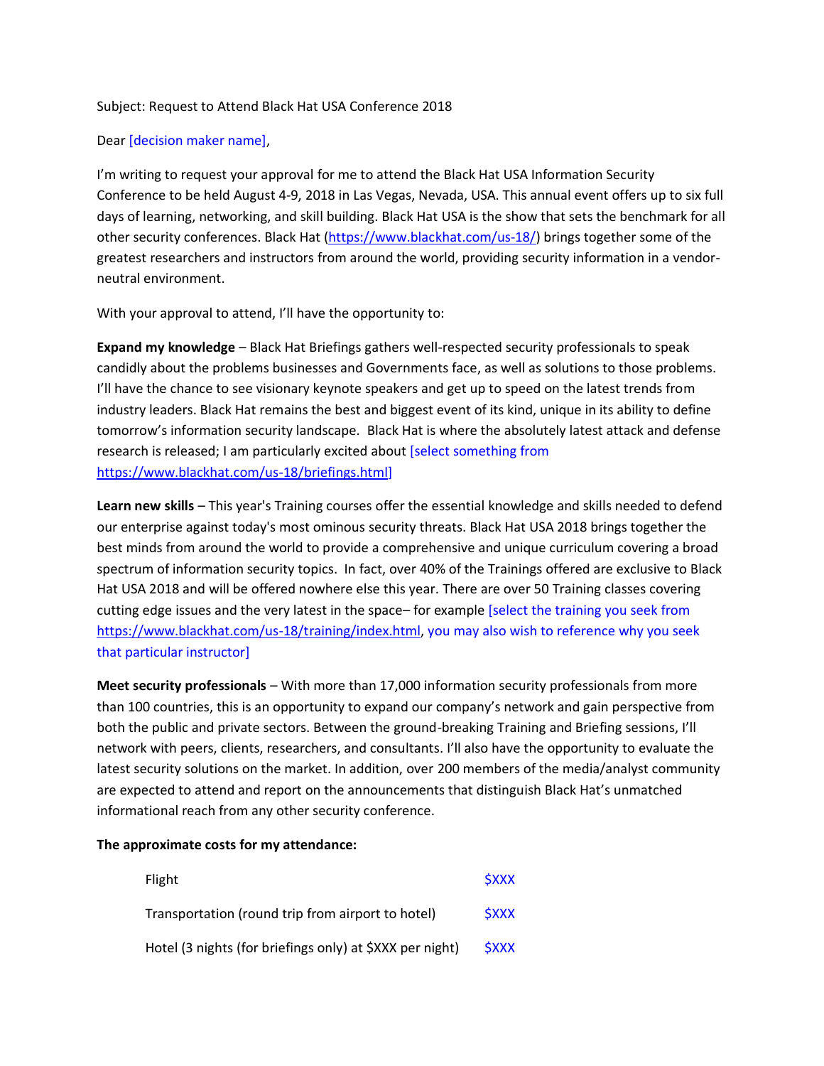Subject: Request to Attend Black Hat USA Conference 2018

Dear [decision maker name],

I'm writing to request your approval for me to attend the Black Hat USA Information Security Conference to be held August 4-9, 2018 in Las Vegas, Nevada, USA. This annual event offers up to six full days of learning, networking, and skill building. Black Hat USA is the show that sets the benchmark for all other security conferences. Black Hat (https://www.blackhat.com/us-18/) brings together some of the greatest researchers and instructors from around the world, providing security information in a vendor-neutral environment.

With your approval to attend, I'll have the opportunity to:

**Expand my knowledge** – Black Hat Briefings gathers well-respected security professionals to speak candidly about the problems businesses and Governments face, as well as solutions to those problems. I'll have the chance to see visionary keynote speakers and get up to speed on the latest trends from industry leaders. Black Hat remains the best and biggest event of its kind, unique in its ability to define tomorrow's information security landscape. Black Hat is where the absolutely latest attack and defense research is released; I am particularly excited about [select something from https://www.blackhat.com/us-18/briefings.html]

**Learn new skills** – This year's Training courses offer the essential knowledge and skills needed to defend our enterprise against today's most ominous security threats. Black Hat USA 2018 brings together the best minds from around the world to provide a comprehensive and unique curriculum covering a broad spectrum of information security topics. In fact, over 40% of the Trainings offered are exclusive to Black Hat USA 2018 and will be offered nowhere else this year. There are over 50 Training classes covering cutting edge issues and the very latest in the space– for example [select the training you seek from https://www.blackhat.com/us-18/training/index.html, you may also wish to reference why you seek that particular instructor]

**Meet security professionals** – With more than 17,000 information security professionals from more than 100 countries, this is an opportunity to expand our company's network and gain perspective from both the public and private sectors. Between the ground-breaking Training and Briefing sessions, I'll network with peers, clients, researchers, and consultants. I'll also have the opportunity to evaluate the latest security solutions on the market. In addition, over 200 members of the media/analyst community are expected to attend and report on the announcements that distinguish Black Hat's unmatched informational reach from any other security conference.

**The approximate costs for my attendance:**

| | |
|---|---|
| Flight | $XXX |
| Transportation (round trip from airport to hotel) | $XXX |
| Hotel (3 nights (for briefings only) at $XXX per night) | $XXX |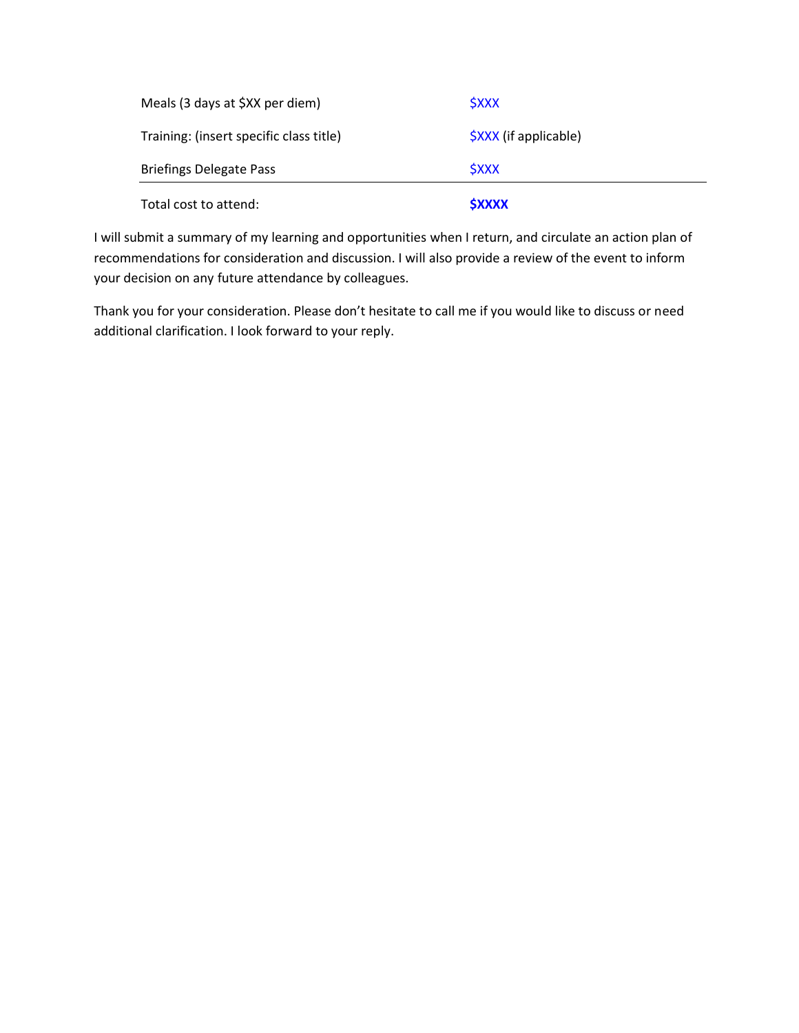| | |
|---|---|
| Meals (3 days at $XX per diem) | $XXX |
| Training: (insert specific class title) | $XXX (if applicable) |
| Briefings Delegate Pass | $XXX |
| Total cost to attend: | **$XXXX** |

I will submit a summary of my learning and opportunities when I return, and circulate an action plan of recommendations for consideration and discussion. I will also provide a review of the event to inform your decision on any future attendance by colleagues.

Thank you for your consideration. Please don't hesitate to call me if you would like to discuss or need additional clarification. I look forward to your reply.